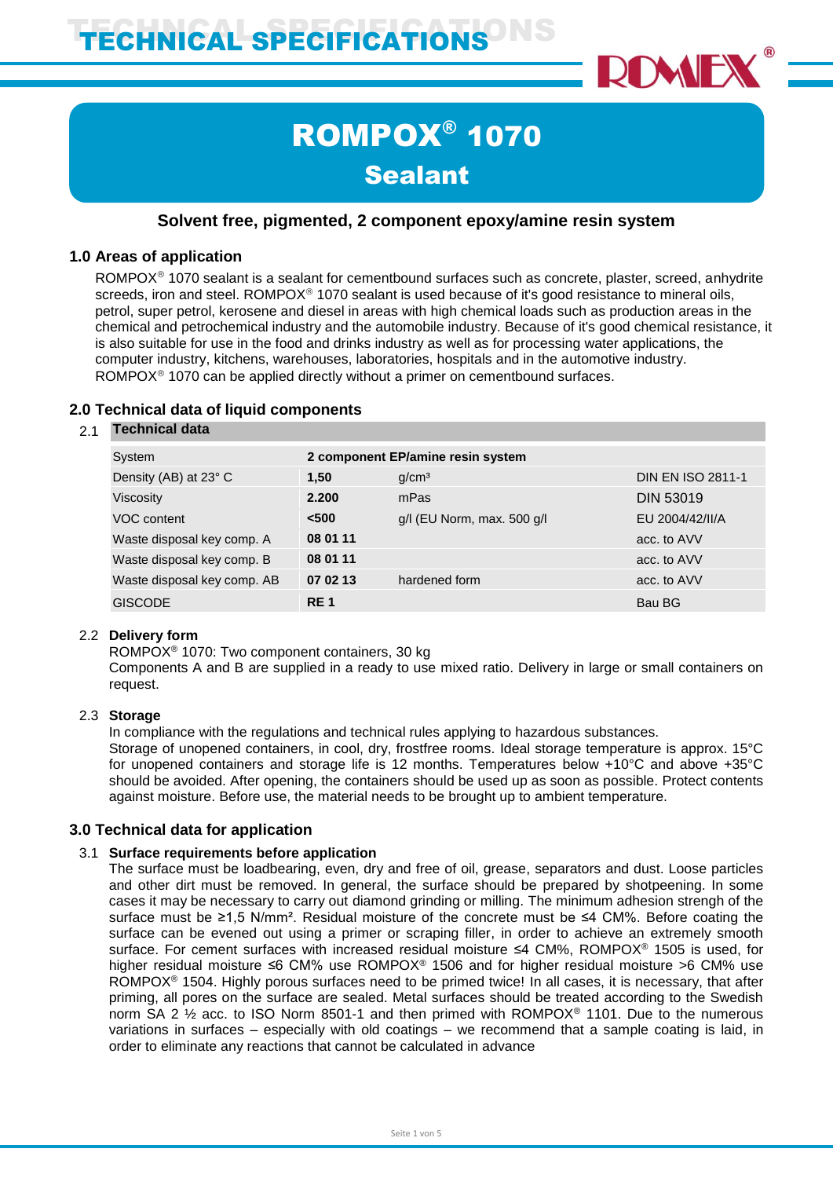# TECHNICAL SPECIFICATIONS

# ROMPOX® 1070
## Sealant

**Solvent free, pigmented, 2 component epoxy/amine resin system**

## 1.0 Areas of application

ROMPOX® 1070 sealant is a sealant for cementbound surfaces such as concrete, plaster, screed, anhydrite screeds, iron and steel. ROMPOX® 1070 sealant is used because of it's good resistance to mineral oils, petrol, super petrol, kerosene and diesel in areas with high chemical loads such as production areas in the chemical and petrochemical industry and the automobile industry. Because of it's good chemical resistance, it is also suitable for use in the food and drinks industry as well as for processing water applications, the computer industry, kitchens, warehouses, laboratories, hospitals and in the automotive industry.
ROMPOX® 1070 can be applied directly without a primer on cementbound surfaces.

## 2.0 Technical data of liquid components

### 2.1 Technical data

| System | 2 component EP/amine resin system | | |
|---|---|---|---|
| Density (AB) at 23° C | **1,50** | g/cm³ | DIN EN ISO 2811-1 |
| Viscosity | **2.200** | mPas | DIN 53019 |
| VOC content | **<500** | g/l (EU Norm, max. 500 g/l | EU 2004/42/II/A |
| Waste disposal key comp. A | **08 01 11** | | acc. to AVV |
| Waste disposal key comp. B | **08 01 11** | | acc. to AVV |
| Waste disposal key comp. AB | **07 02 13** | hardened form | acc. to AVV |
| GISCODE | **RE 1** | | Bau BG |

### 2.2 Delivery form

ROMPOX® 1070: Two component containers, 30 kg
Components A and B are supplied in a ready to use mixed ratio. Delivery in large or small containers on request.

### 2.3 Storage

In compliance with the regulations and technical rules applying to hazardous substances.
Storage of unopened containers, in cool, dry, frostfree rooms. Ideal storage temperature is approx. 15°C for unopened containers and storage life is 12 months. Temperatures below +10°C and above +35°C should be avoided. After opening, the containers should be used up as soon as possible. Protect contents against moisture. Before use, the material needs to be brought up to ambient temperature.

## 3.0 Technical data for application

### 3.1 Surface requirements before application

The surface must be loadbearing, even, dry and free of oil, grease, separators and dust. Loose particles and other dirt must be removed. In general, the surface should be prepared by shotpeening. In some cases it may be necessary to carry out diamond grinding or milling. The minimum adhesion strengh of the surface must be ≥1,5 N/mm². Residual moisture of the concrete must be ≤4 CM%. Before coating the surface can be evened out using a primer or scraping filler, in order to achieve an extremely smooth surface. For cement surfaces with increased residual moisture ≤4 CM%, ROMPOX® 1505 is used, for higher residual moisture ≤6 CM% use ROMPOX® 1506 and for higher residual moisture >6 CM% use ROMPOX® 1504. Highly porous surfaces need to be primed twice! In all cases, it is necessary, that after priming, all pores on the surface are sealed. Metal surfaces should be treated according to the Swedish norm SA 2 ½ acc. to ISO Norm 8501-1 and then primed with ROMPOX® 1101. Due to the numerous variations in surfaces – especially with old coatings – we recommend that a sample coating is laid, in order to eliminate any reactions that cannot be calculated in advance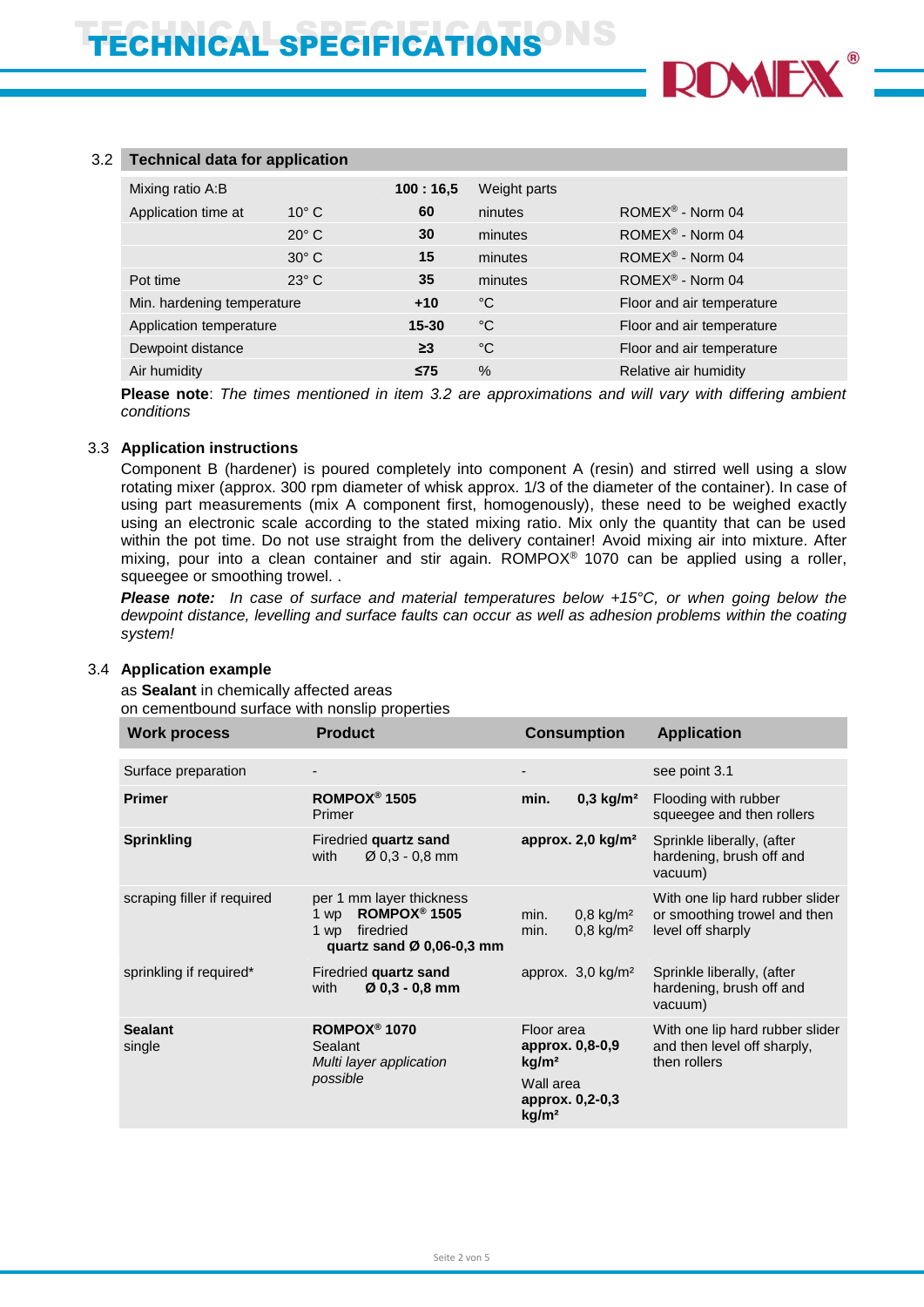## 3.2 Technical data for application

| | | | | |
|---|---|---|---|---|
| Mixing ratio A:B | | **100 : 16,5** | Weight parts | |
| Application time at | 10° C | **60** | ninutes | ROMEX® - Norm 04 |
| | 20° C | **30** | minutes | ROMEX® - Norm 04 |
| | 30° C | **15** | minutes | ROMEX® - Norm 04 |
| Pot time | 23° C | **35** | minutes | ROMEX® - Norm 04 |
| Min. hardening temperature | | **+10** | °C | Floor and air temperature |
| Application temperature | | **15-30** | °C | Floor and air temperature |
| Dewpoint distance | | **≥3** | °C | Floor and air temperature |
| Air humidity | | **≤75** | % | Relative air humidity |

**Please note**: *The times mentioned in item 3.2 are approximations and will vary with differing ambient conditions*

## 3.3 Application instructions

Component B (hardener) is poured completely into component A (resin) and stirred well using a slow rotating mixer (approx. 300 rpm diameter of whisk approx. 1/3 of the diameter of the container). In case of using part measurements (mix A component first, homogenously), these need to be weighed exactly using an electronic scale according to the stated mixing ratio. Mix only the quantity that can be used within the pot time. Do not use straight from the delivery container! Avoid mixing air into mixture. After mixing, pour into a clean container and stir again. ROMPOX® 1070 can be applied using a roller, squeegee or smoothing trowel. .

***Please note:*** *In case of surface and material temperatures below +15°C, or when going below the dewpoint distance, levelling and surface faults can occur as well as adhesion problems within the coating system!*

## 3.4 Application example

as **Sealant** in chemically affected areas
on cementbound surface with nonslip properties

| Work process | Product | Consumption | Application |
|---|---|---|---|
| Surface preparation | - | - | see point 3.1 |
| **Primer** | **ROMPOX® 1505** Primer | **min. 0,3 kg/m²** | Flooding with rubber squeegee and then rollers |
| **Sprinkling** | Firedried **quartz sand** with Ø 0,3 - 0,8 mm | **approx. 2,0 kg/m²** | Sprinkle liberally, (after hardening, brush off and vacuum) |
| scraping filler if required | per 1 mm layer thickness<br>1 wp **ROMPOX® 1505**<br>1 wp firedried **quartz sand Ø 0,06-0,3 mm** | min. 0,8 kg/m²<br>min. 0,8 kg/m² | With one lip hard rubber slider or smoothing trowel and then level off sharply |
| sprinkling if required* | Firedried **quartz sand** with **Ø 0,3 - 0,8 mm** | approx. 3,0 kg/m² | Sprinkle liberally, (after hardening, brush off and vacuum) |
| **Sealant** single | **ROMPOX® 1070** Sealant *Multi layer application possible* | Floor area **approx. 0,8-0,9 kg/m²**<br>Wall area **approx. 0,2-0,3 kg/m²** | With one lip hard rubber slider and then level off sharply, then rollers |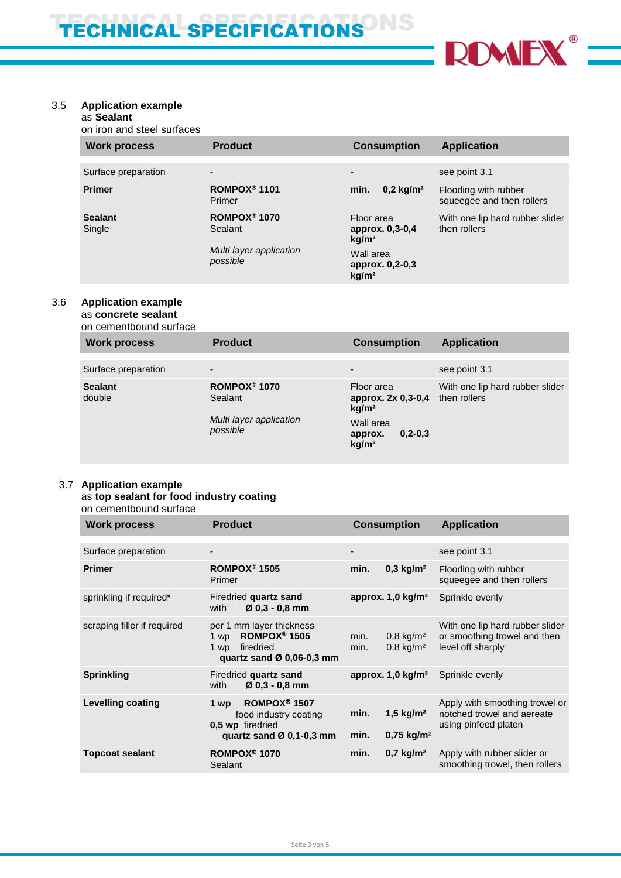3.5 **Application example**
as **Sealant**
on iron and steel surfaces

| Work process | Product | Consumption | Application |
|---|---|---|---|
| Surface preparation | - | - | see point 3.1 |
| **Primer** | **ROMPOX® 1101** Primer | **min. 0,2 kg/m²** | Flooding with rubber squeegee and then rollers |
| **Sealant** Single | **ROMPOX® 1070** Sealant<br>*Multi layer application possible* | Floor area **approx. 0,3-0,4 kg/m²**<br>Wall area **approx. 0,2-0,3 kg/m²** | With one lip hard rubber slider then rollers |

3.6 **Application example**
as **concrete sealant**
on cementbound surface

| Work process | Product | Consumption | Application |
|---|---|---|---|
| Surface preparation | - | - | see point 3.1 |
| **Sealant** double | **ROMPOX® 1070** Sealant<br>*Multi layer application possible* | Floor area **approx. 2x 0,3-0,4 kg/m²**<br>Wall area **approx. 0,2-0,3 kg/m²** | With one lip hard rubber slider then rollers |

3.7 **Application example**
as **top sealant for food industry coating**
on cementbound surface

| Work process | Product | Consumption | Application |
|---|---|---|---|
| Surface preparation | - | - | see point 3.1 |
| **Primer** | **ROMPOX® 1505** Primer | **min. 0,3 kg/m²** | Flooding with rubber squeegee and then rollers |
| sprinkling if required* | Firedried **quartz sand** with **Ø 0,3 - 0,8 mm** | **approx. 1,0 kg/m²** | Sprinkle evenly |
| scraping filler if required | per 1 mm layer thickness<br>1 wp **ROMPOX® 1505**<br>1 wp firedried **quartz sand Ø 0,06-0,3 mm** | min. 0,8 kg/m²<br>min. 0,8 kg/m² | With one lip hard rubber slider or smoothing trowel and then level off sharply |
| **Sprinkling** | Firedried **quartz sand** with **Ø 0,3 - 0,8 mm** | **approx. 1,0 kg/m²** | Sprinkle evenly |
| **Levelling coating** | **1 wp ROMPOX® 1507** food industry coating<br>**0,5 wp** firedried **quartz sand Ø 0,1-0,3 mm** | **min. 1,5 kg/m²**<br>**min. 0,75 kg/m²** | Apply with smoothing trowel or notched trowel and aereate using pinfeed platen |
| **Topcoat sealant** | **ROMPOX® 1070** Sealant | **min. 0,7 kg/m²** | Apply with rubber slider or smoothing trowel, then rollers |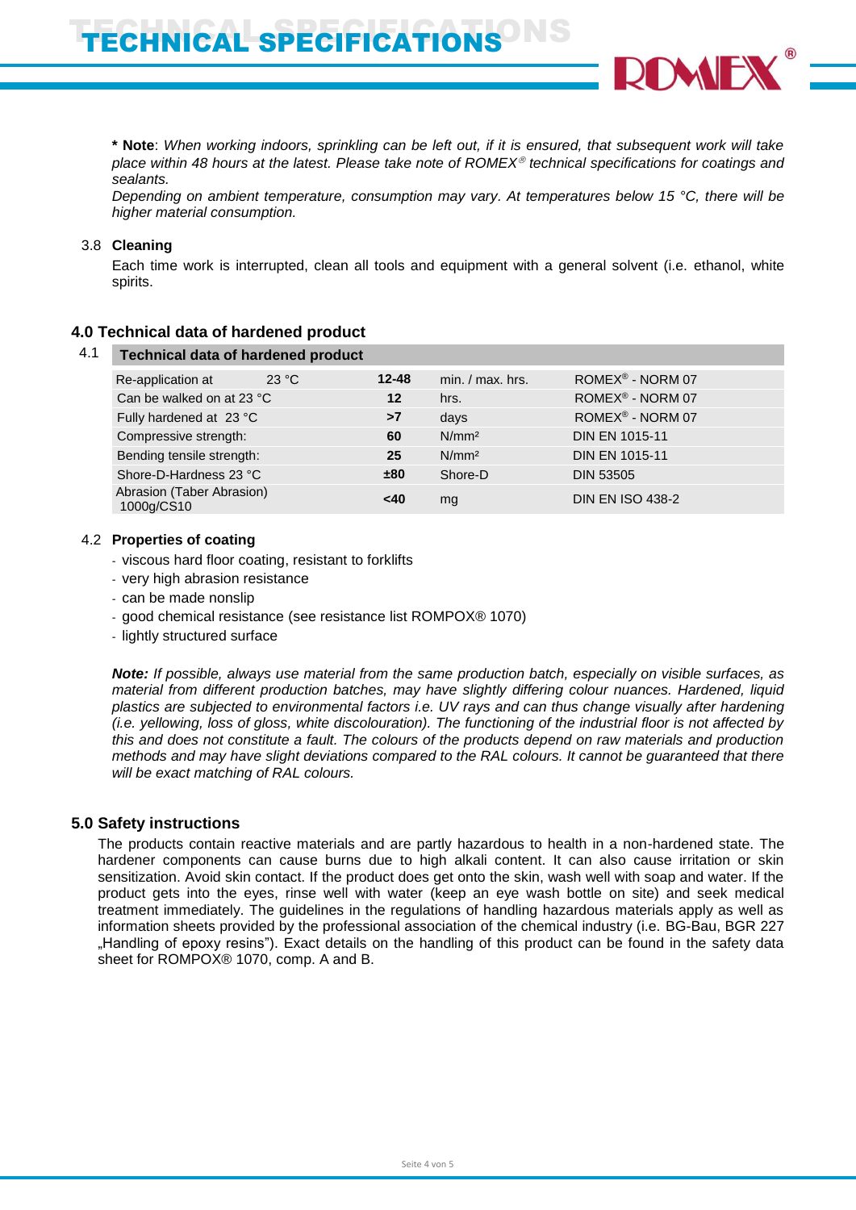**\* Note**: *When working indoors, sprinkling can be left out, if it is ensured, that subsequent work will take place within 48 hours at the latest. Please take note of ROMEX® technical specifications for coatings and sealants.*
*Depending on ambient temperature, consumption may vary. At temperatures below 15 °C, there will be higher material consumption.*

3.8 **Cleaning**

Each time work is interrupted, clean all tools and equipment with a general solvent (i.e. ethanol, white spirits.

## 4.0 Technical data of hardened product

4.1

| Technical data of hardened product | | | |
|---|---|---|---|
| Re-application at 23 °C | **12-48** | min. / max. hrs. | ROMEX® - NORM 07 |
| Can be walked on at 23 °C | **12** | hrs. | ROMEX® - NORM 07 |
| Fully hardened at 23 °C | **>7** | days | ROMEX® - NORM 07 |
| Compressive strength: | **60** | N/mm² | DIN EN 1015-11 |
| Bending tensile strength: | **25** | N/mm² | DIN EN 1015-11 |
| Shore-D-Hardness 23 °C | **±80** | Shore-D | DIN 53505 |
| Abrasion (Taber Abrasion) 1000g/CS10 | **<40** | mg | DIN EN ISO 438-2 |

4.2 **Properties of coating**

- viscous hard floor coating, resistant to forklifts
- very high abrasion resistance
- can be made nonslip
- good chemical resistance (see resistance list ROMPOX® 1070)
- lightly structured surface

***Note:*** *If possible, always use material from the same production batch, especially on visible surfaces, as material from different production batches, may have slightly differing colour nuances. Hardened, liquid plastics are subjected to environmental factors i.e. UV rays and can thus change visually after hardening (i.e. yellowing, loss of gloss, white discolouration). The functioning of the industrial floor is not affected by this and does not constitute a fault. The colours of the products depend on raw materials and production methods and may have slight deviations compared to the RAL colours. It cannot be guaranteed that there will be exact matching of RAL colours.*

## 5.0 Safety instructions

The products contain reactive materials and are partly hazardous to health in a non-hardened state. The hardener components can cause burns due to high alkali content. It can also cause irritation or skin sensitization. Avoid skin contact. If the product does get onto the skin, wash well with soap and water. If the product gets into the eyes, rinse well with water (keep an eye wash bottle on site) and seek medical treatment immediately. The guidelines in the regulations of handling hazardous materials apply as well as information sheets provided by the professional association of the chemical industry (i.e. BG-Bau, BGR 227 „Handling of epoxy resins"). Exact details on the handling of this product can be found in the safety data sheet for ROMPOX® 1070, comp. A and B.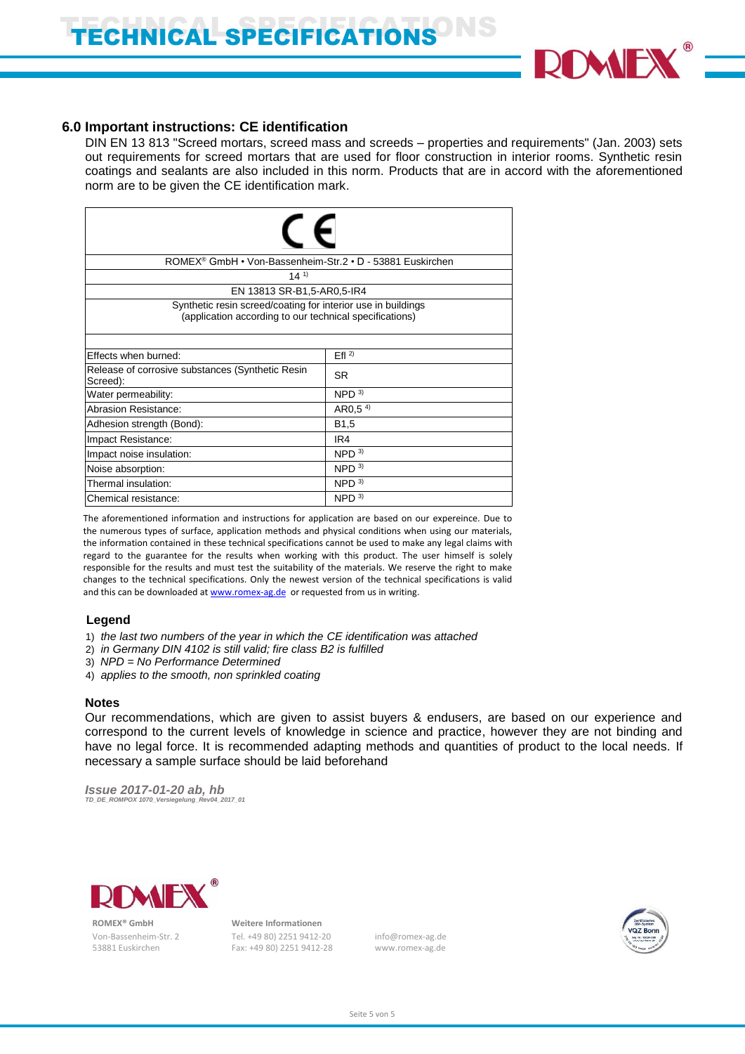## 6.0 Important instructions: CE identification

DIN EN 13 813 "Screed mortars, screed mass and screeds – properties and requirements" (Jan. 2003) sets out requirements for screed mortars that are used for floor construction in interior rooms. Synthetic resin coatings and sealants are also included in this norm. Products that are in accord with the aforementioned norm are to be given the CE identification mark.

| CE | |
|---|---|
| ROMEX® GmbH • Von-Bassenheim-Str.2 • D - 53881 Euskirchen | |
| 14 [1] | |
| EN 13813 SR-B1,5-AR0,5-IR4 | |
| Synthetic resin screed/coating for interior use in buildings (application according to our technical specifications) | |
| Effects when burned: | Efl [2] |
| Release of corrosive substances (Synthetic Resin Screed): | SR |
| Water permeability: | NPD [3] |
| Abrasion Resistance: | AR0,5 [4] |
| Adhesion strength (Bond): | B1,5 |
| Impact Resistance: | IR4 |
| Impact noise insulation: | NPD [3] |
| Noise absorption: | NPD [3] |
| Thermal insulation: | NPD [3] |
| Chemical resistance: | NPD [3] |

The aforementioned information and instructions for application are based on our expereince. Due to the numerous types of surface, application methods and physical conditions when using our materials, the information contained in these technical specifications cannot be used to make any legal claims with regard to the guarantee for the results when working with this product. The user himself is solely responsible for the results and must test the suitability of the materials. We reserve the right to make changes to the technical specifications. Only the newest version of the technical specifications is valid and this can be downloaded at www.romex-ag.de or requested from us in writing.

### Legend

1) *the last two numbers of the year in which the CE identification was attached*
2) *in Germany DIN 4102 is still valid; fire class B2 is fulfilled*
3) *NPD = No Performance Determined*
4) *applies to the smooth, non sprinkled coating*

### Notes

Our recommendations, which are given to assist buyers & endusers, are based on our experience and correspond to the current levels of knowledge in science and practice, however they are not binding and have no legal force. It is recommended adapting methods and quantities of product to the local needs. If necessary a sample surface should be laid beforehand

***Issue 2017-01-20 ab, hb***
***TD_DE_ROMPOX 1070_Versiegelung_Rev04_2017_01***

**ROMEX® GmbH**
Von-Bassenheim-Str. 2
53881 Euskirchen

**Weitere Informationen**
Tel. +49 80) 2251 9412-20
Fax: +49 80) 2251 9412-28

info@romex-ag.de
www.romex-ag.de